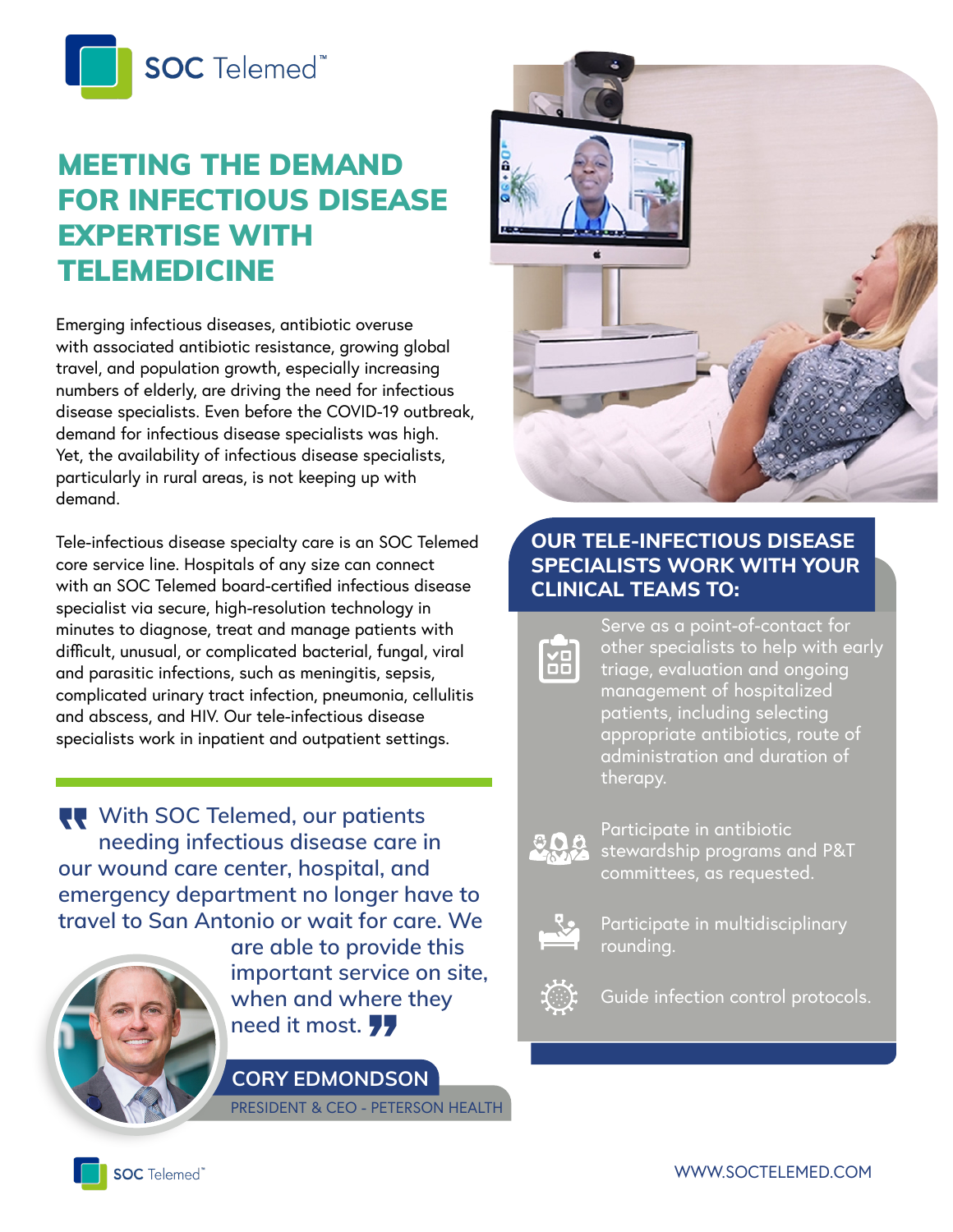# MEETING THE DEMAND FOR INFECTIOUS DISEASE EXPERTISE WITH TELEMEDICINE

Emerging infectious diseases, antibiotic overuse with associated antibiotic resistance, growing global travel, and population growth, especially increasing numbers of elderly, are driving the need for infectious disease specialists. Even before the COVID-19 outbreak, demand for infectious disease specialists was high. Yet, the availability of infectious disease specialists, particularly in rural areas, is not keeping up with demand.

Tele-infectious disease specialty care is an SOC Telemed core service line. Hospitals of any size can connect with an SOC Telemed board-certified infectious disease specialist via secure, high-resolution technology in minutes to diagnose, treat and manage patients with difficult, unusual, or complicated bacterial, fungal, viral and parasitic infections, such as meningitis, sepsis, complicated urinary tract infection, pneumonia, cellulitis and abscess, and HIV. Our tele-infectious disease specialists work in inpatient and outpatient settings.

> With SOC Telemed, our patients needing infectious disease care in our wound care center, hospital, and emergency department no longer have to travel to San Antonio or wait for care. We are able to provide this important service on site, when and where they need it most.

**CORY EDMONDSON**
PRESIDENT & CEO - PETERSON HEALTH

## OUR TELE-INFECTIOUS DISEASE SPECIALISTS WORK WITH YOUR CLINICAL TEAMS TO:

- Serve as a point-of-contact for other specialists to help with early triage, evaluation and ongoing management of hospitalized patients, including selecting appropriate antibiotics, route of administration and duration of therapy.
- Participate in antibiotic stewardship programs and P&T committees, as requested.
- Participate in multidisciplinary rounding.
- Guide infection control protocols.

WWW.SOCTELEMED.COM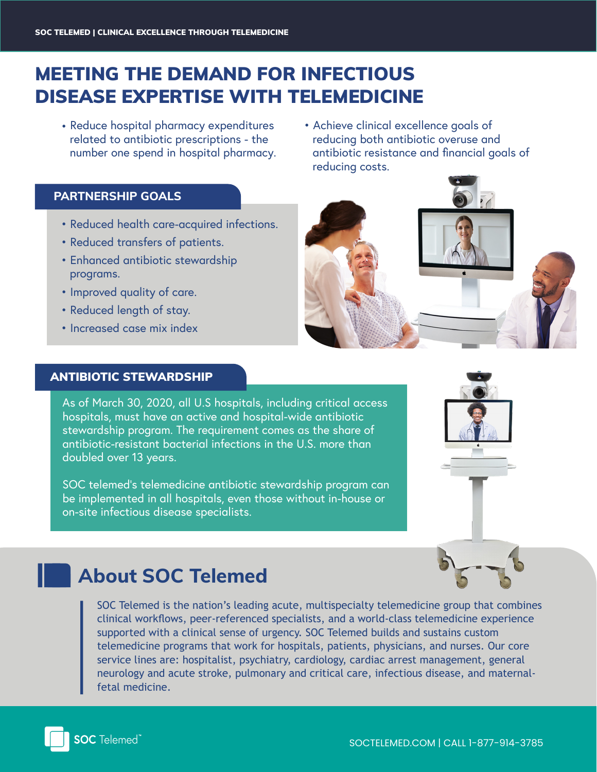# MEETING THE DEMAND FOR INFECTIOUS DISEASE EXPERTISE WITH TELEMEDICINE

- Reduce hospital pharmacy expenditures related to antibiotic prescriptions - the number one spend in hospital pharmacy.
- Achieve clinical excellence goals of reducing both antibiotic overuse and antibiotic resistance and financial goals of reducing costs.

## PARTNERSHIP GOALS

- Reduced health care-acquired infections.
- Reduced transfers of patients.
- Enhanced antibiotic stewardship programs.
- Improved quality of care.
- Reduced length of stay.
- Increased case mix index

## ANTIBIOTIC STEWARDSHIP

As of March 30, 2020, all U.S hospitals, including critical access hospitals, must have an active and hospital-wide antibiotic stewardship program. The requirement comes as the share of antibiotic-resistant bacterial infections in the U.S. more than doubled over 13 years.

SOC telemed's telemedicine antibiotic stewardship program can be implemented in all hospitals, even those without in-house or on-site infectious disease specialists.

## About SOC Telemed

SOC Telemed is the nation's leading acute, multispecialty telemedicine group that combines clinical workflows, peer-referenced specialists, and a world-class telemedicine experience supported with a clinical sense of urgency. SOC Telemed builds and sustains custom telemedicine programs that work for hospitals, patients, physicians, and nurses. Our core service lines are: hospitalist, psychiatry, cardiology, cardiac arrest management, general neurology and acute stroke, pulmonary and critical care, infectious disease, and maternal-fetal medicine.

SOC Telemed™

SOCTELEMED.COM | CALL 1-877-914-3785